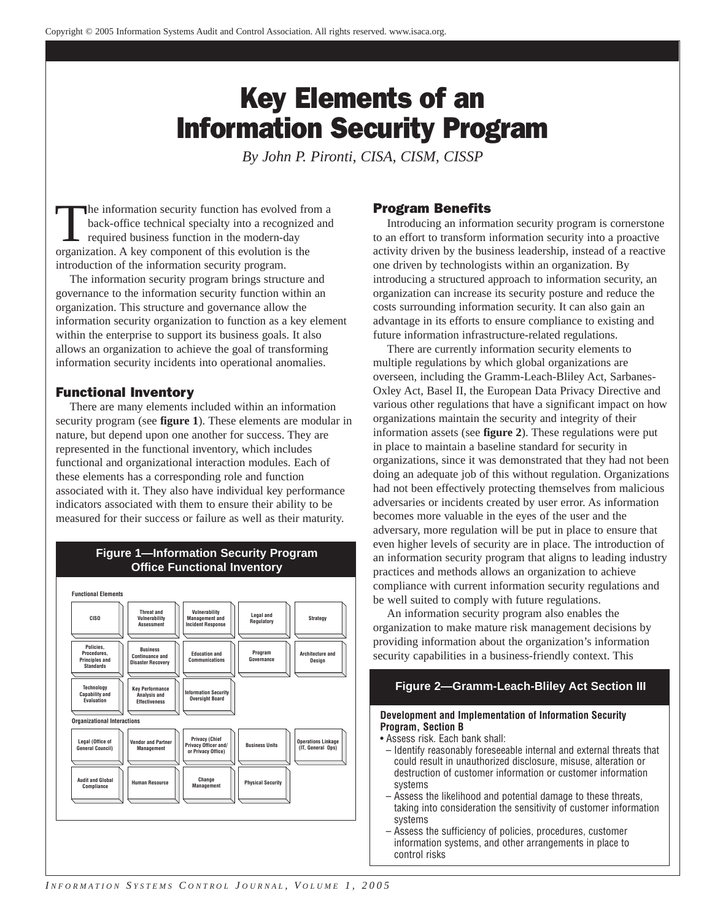# Key Elements of an Information Security Program

*By John P. Pironti, CISA, CISM, CISSP*

The information security function has evolved from a back-office technical specialty into a recognized and required business function in the modern-day organization. A key component of this evolution is the introduction of the information security program.

The information security program brings structure and governance to the information security function within an organization. This structure and governance allow the information security organization to function as a key element within the enterprise to support its business goals. It also allows an organization to achieve the goal of transforming information security incidents into operational anomalies.

## Functional Inventory

There are many elements included within an information security program (see **figure 1**). These elements are modular in nature, but depend upon one another for success. They are represented in the functional inventory, which includes functional and organizational interaction modules. Each of these elements has a corresponding role and function associated with it. They also have individual key performance indicators associated with them to ensure their ability to be measured for their success or failure as well as their maturity.

**Figure 1—Information Security Program Office Functional Inventory**

**Functional Elements**

| | | | | |
|---|---|---|---|---|
| CISO | Threat and Vulnerability Assessment | Vulnerability Management and Incident Response | Legal and Regulatory | Strategy |
| Policies, Procedures, Principles and Standards | Business Continuance and Disaster Recovery | Education and Communications | Program Governance | Architecture and Design |
| Technology Capability and Evaluation | Key Performance Analysis and Effectiveness | Information Security Oversight Board | | |

**Organizational Interactions**

| | | | | |
|---|---|---|---|---|
| Legal (Office of General Council) | Vendor and Partner Management | Privacy (Chief Privacy Officer and/or Privacy Office) | Business Units | Operations Linkage (IT, General Ops) |
| Audit and Global Compliance | Human Resource | Change Management | Physical Security | |

## Program Benefits

Introducing an information security program is cornerstone to an effort to transform information security into a proactive activity driven by the business leadership, instead of a reactive one driven by technologists within an organization. By introducing a structured approach to information security, an organization can increase its security posture and reduce the costs surrounding information security. It can also gain an advantage in its efforts to ensure compliance to existing and future information infrastructure-related regulations.

There are currently information security elements to multiple regulations by which global organizations are overseen, including the Gramm-Leach-Bliley Act, Sarbanes-Oxley Act, Basel II, the European Data Privacy Directive and various other regulations that have a significant impact on how organizations maintain the security and integrity of their information assets (see **figure 2**). These regulations were put in place to maintain a baseline standard for security in organizations, since it was demonstrated that they had not been doing an adequate job of this without regulation. Organizations had not been effectively protecting themselves from malicious adversaries or incidents created by user error. As information becomes more valuable in the eyes of the user and the adversary, more regulation will be put in place to ensure that even higher levels of security are in place. The introduction of an information security program that aligns to leading industry practices and methods allows an organization to achieve compliance with current information security regulations and be well suited to comply with future regulations.

An information security program also enables the organization to make mature risk management decisions by providing information about the organization's information security capabilities in a business-friendly context. This

**Figure 2—Gramm-Leach-Bliley Act Section III**

**Development and Implementation of Information Security Program, Section B**

- Assess risk. Each bank shall:
  - Identify reasonably foreseeable internal and external threats that could result in unauthorized disclosure, misuse, alteration or destruction of customer information or customer information systems
  - Assess the likelihood and potential damage to these threats, taking into consideration the sensitivity of customer information systems
  - Assess the sufficiency of policies, procedures, customer information systems, and other arrangements in place to control risks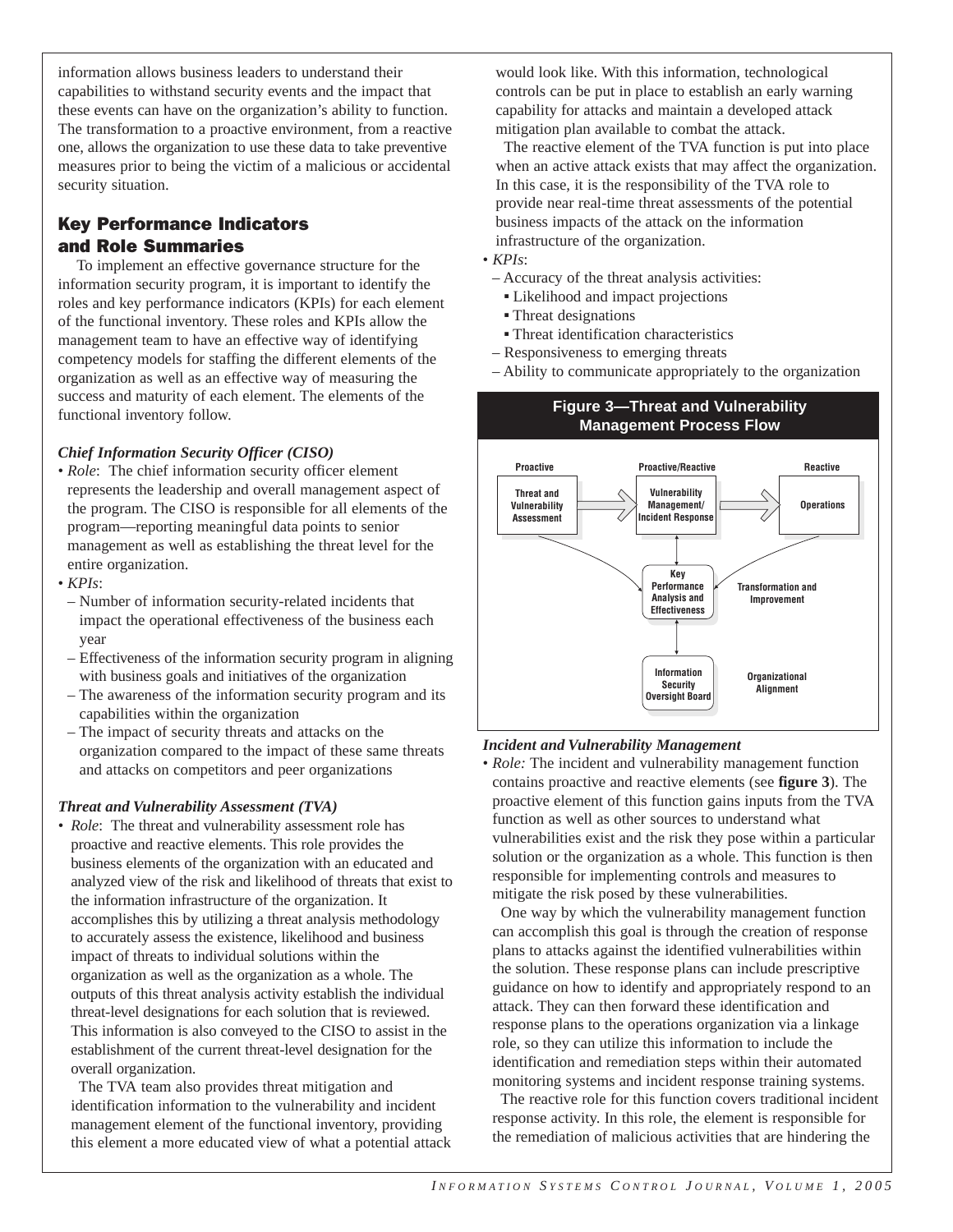information allows business leaders to understand their capabilities to withstand security events and the impact that these events can have on the organization's ability to function. The transformation to a proactive environment, from a reactive one, allows the organization to use these data to take preventive measures prior to being the victim of a malicious or accidental security situation.

## Key Performance Indicators and Role Summaries

To implement an effective governance structure for the information security program, it is important to identify the roles and key performance indicators (KPIs) for each element of the functional inventory. These roles and KPIs allow the management team to have an effective way of identifying competency models for staffing the different elements of the organization as well as an effective way of measuring the success and maturity of each element. The elements of the functional inventory follow.

### *Chief Information Security Officer (CISO)*

- *Role*: The chief information security officer element represents the leadership and overall management aspect of the program. The CISO is responsible for all elements of the program—reporting meaningful data points to senior management as well as establishing the threat level for the entire organization.
- *KPIs*:
  - Number of information security-related incidents that impact the operational effectiveness of the business each year
  - Effectiveness of the information security program in aligning with business goals and initiatives of the organization
  - The awareness of the information security program and its capabilities within the organization
  - The impact of security threats and attacks on the organization compared to the impact of these same threats and attacks on competitors and peer organizations

### *Threat and Vulnerability Assessment (TVA)*

- *Role*: The threat and vulnerability assessment role has proactive and reactive elements. This role provides the business elements of the organization with an educated and analyzed view of the risk and likelihood of threats that exist to the information infrastructure of the organization. It accomplishes this by utilizing a threat analysis methodology to accurately assess the existence, likelihood and business impact of threats to individual solutions within the organization as well as the organization as a whole. The outputs of this threat analysis activity establish the individual threat-level designations for each solution that is reviewed. This information is also conveyed to the CISO to assist in the establishment of the current threat-level designation for the overall organization.

  The TVA team also provides threat mitigation and identification information to the vulnerability and incident management element of the functional inventory, providing this element a more educated view of what a potential attack would look like. With this information, technological controls can be put in place to establish an early warning capability for attacks and maintain a developed attack mitigation plan available to combat the attack.

  The reactive element of the TVA function is put into place when an active attack exists that may affect the organization. In this case, it is the responsibility of the TVA role to provide near real-time threat assessments of the potential business impacts of the attack on the information infrastructure of the organization.
- *KPIs*:
  - Accuracy of the threat analysis activities:
    - Likelihood and impact projections
    - Threat designations
    - Threat identification characteristics
  - Responsiveness to emerging threats
  - Ability to communicate appropriately to the organization

**Figure 3—Threat and Vulnerability Management Process Flow**

Proactive: Threat and Vulnerability Assessment → Proactive/Reactive: Vulnerability Management/Incident Response → Reactive: Operations

Key Performance Analysis and Effectiveness — Transformation and Improvement

Information Security Oversight Board — Organizational Alignment

### *Incident and Vulnerability Management*

- *Role:* The incident and vulnerability management function contains proactive and reactive elements (see **figure 3**). The proactive element of this function gains inputs from the TVA function as well as other sources to understand what vulnerabilities exist and the risk they pose within a particular solution or the organization as a whole. This function is then responsible for implementing controls and measures to mitigate the risk posed by these vulnerabilities.

  One way by which the vulnerability management function can accomplish this goal is through the creation of response plans to attacks against the identified vulnerabilities within the solution. These response plans can include prescriptive guidance on how to identify and appropriately respond to an attack. They can then forward these identification and response plans to the operations organization via a linkage role, so they can utilize this information to include the identification and remediation steps within their automated monitoring systems and incident response training systems.

  The reactive role for this function covers traditional incident response activity. In this role, the element is responsible for the remediation of malicious activities that are hindering the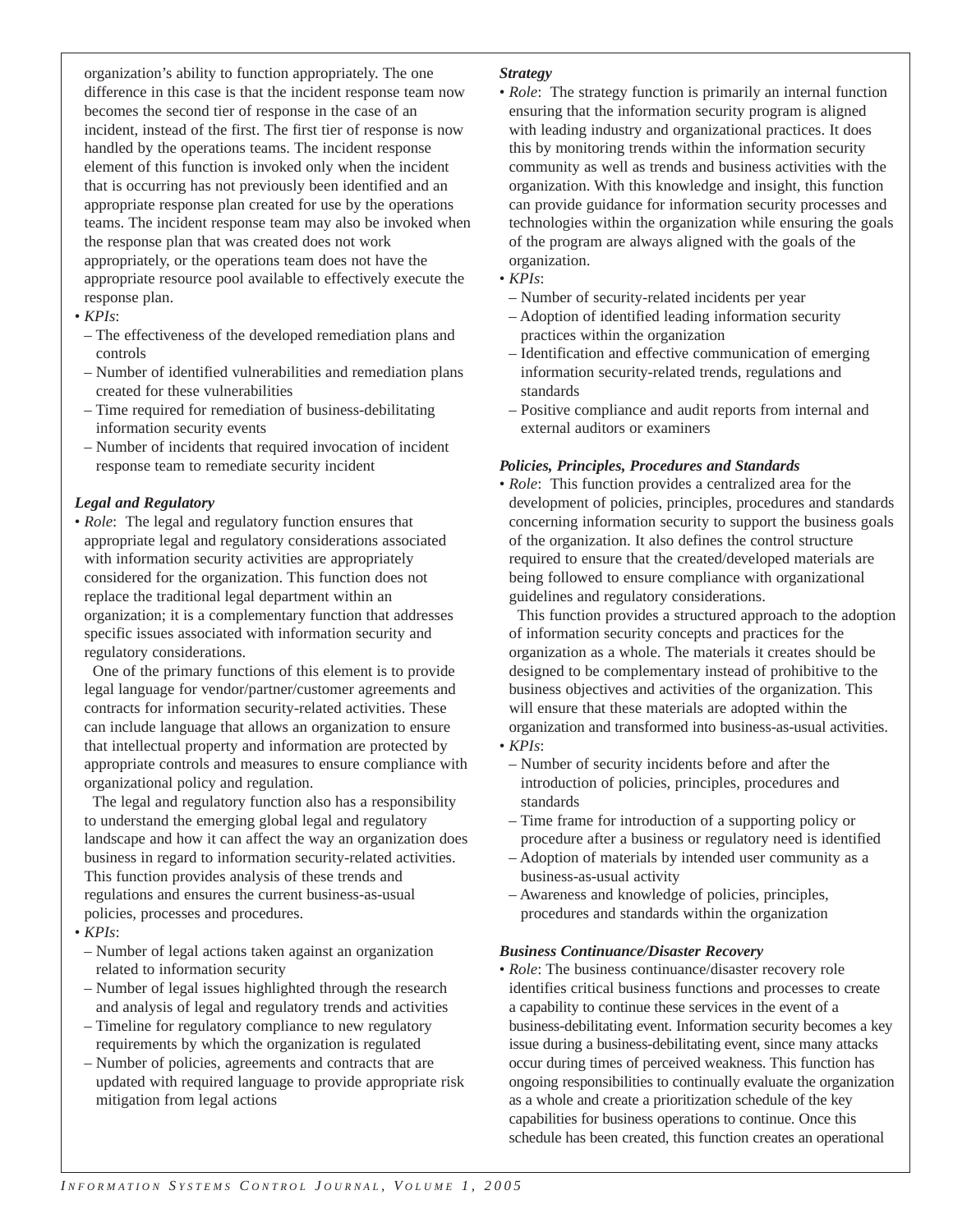organization's ability to function appropriately. The one difference in this case is that the incident response team now becomes the second tier of response in the case of an incident, instead of the first. The first tier of response is now handled by the operations teams. The incident response element of this function is invoked only when the incident that is occurring has not previously been identified and an appropriate response plan created for use by the operations teams. The incident response team may also be invoked when the response plan that was created does not work appropriately, or the operations team does not have the appropriate resource pool available to effectively execute the response plan.

- *KPIs*:
  - The effectiveness of the developed remediation plans and controls
  - Number of identified vulnerabilities and remediation plans created for these vulnerabilities
  - Time required for remediation of business-debilitating information security events
  - Number of incidents that required invocation of incident response team to remediate security incident

### *Legal and Regulatory*

- *Role*: The legal and regulatory function ensures that appropriate legal and regulatory considerations associated with information security activities are appropriately considered for the organization. This function does not replace the traditional legal department within an organization; it is a complementary function that addresses specific issues associated with information security and regulatory considerations.

  One of the primary functions of this element is to provide legal language for vendor/partner/customer agreements and contracts for information security-related activities. These can include language that allows an organization to ensure that intellectual property and information are protected by appropriate controls and measures to ensure compliance with organizational policy and regulation.

  The legal and regulatory function also has a responsibility to understand the emerging global legal and regulatory landscape and how it can affect the way an organization does business in regard to information security-related activities. This function provides analysis of these trends and regulations and ensures the current business-as-usual policies, processes and procedures.

- *KPIs*:
  - Number of legal actions taken against an organization related to information security
  - Number of legal issues highlighted through the research and analysis of legal and regulatory trends and activities
  - Timeline for regulatory compliance to new regulatory requirements by which the organization is regulated
  - Number of policies, agreements and contracts that are updated with required language to provide appropriate risk mitigation from legal actions

### *Strategy*

- *Role*: The strategy function is primarily an internal function ensuring that the information security program is aligned with leading industry and organizational practices. It does this by monitoring trends within the information security community as well as trends and business activities with the organization. With this knowledge and insight, this function can provide guidance for information security processes and technologies within the organization while ensuring the goals of the program are always aligned with the goals of the organization.
- *KPIs*:
  - Number of security-related incidents per year
  - Adoption of identified leading information security practices within the organization
  - Identification and effective communication of emerging information security-related trends, regulations and standards
  - Positive compliance and audit reports from internal and external auditors or examiners

### *Policies, Principles, Procedures and Standards*

- *Role*: This function provides a centralized area for the development of policies, principles, procedures and standards concerning information security to support the business goals of the organization. It also defines the control structure required to ensure that the created/developed materials are being followed to ensure compliance with organizational guidelines and regulatory considerations.

  This function provides a structured approach to the adoption of information security concepts and practices for the organization as a whole. The materials it creates should be designed to be complementary instead of prohibitive to the business objectives and activities of the organization. This will ensure that these materials are adopted within the organization and transformed into business-as-usual activities.

- *KPIs*:
  - Number of security incidents before and after the introduction of policies, principles, procedures and standards
  - Time frame for introduction of a supporting policy or procedure after a business or regulatory need is identified
  - Adoption of materials by intended user community as a business-as-usual activity
  - Awareness and knowledge of policies, principles, procedures and standards within the organization

### *Business Continuance/Disaster Recovery*

- *Role*: The business continuance/disaster recovery role identifies critical business functions and processes to create a capability to continue these services in the event of a business-debilitating event. Information security becomes a key issue during a business-debilitating event, since many attacks occur during times of perceived weakness. This function has ongoing responsibilities to continually evaluate the organization as a whole and create a prioritization schedule of the key capabilities for business operations to continue. Once this schedule has been created, this function creates an operational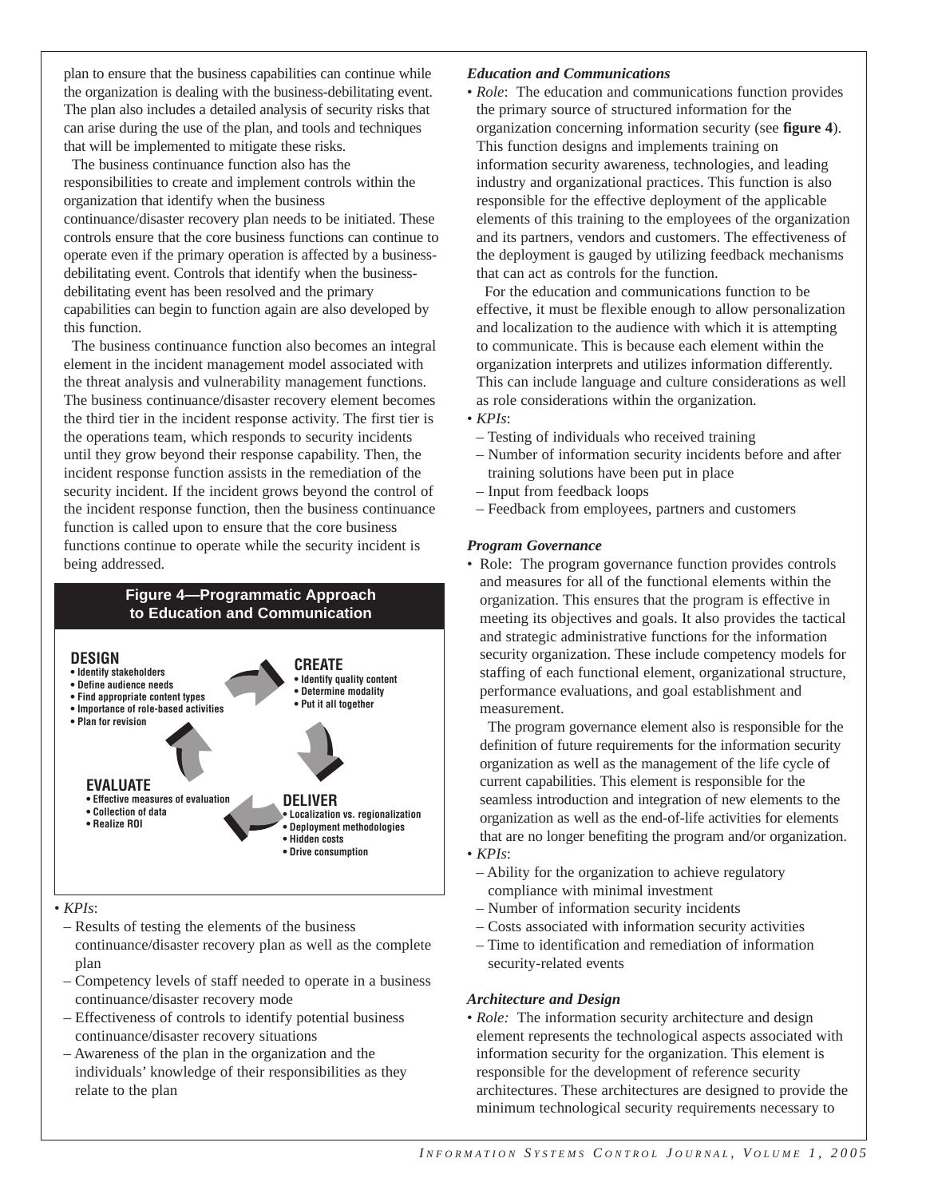plan to ensure that the business capabilities can continue while the organization is dealing with the business-debilitating event. The plan also includes a detailed analysis of security risks that can arise during the use of the plan, and tools and techniques that will be implemented to mitigate these risks.

The business continuance function also has the responsibilities to create and implement controls within the organization that identify when the business continuance/disaster recovery plan needs to be initiated. These controls ensure that the core business functions can continue to operate even if the primary operation is affected by a business-debilitating event. Controls that identify when the business-debilitating event has been resolved and the primary capabilities can begin to function again are also developed by this function.

The business continuance function also becomes an integral element in the incident management model associated with the threat analysis and vulnerability management functions. The business continuance/disaster recovery element becomes the third tier in the incident response activity. The first tier is the operations team, which responds to security incidents until they grow beyond their response capability. Then, the incident response function assists in the remediation of the security incident. If the incident grows beyond the control of the incident response function, then the business continuance function is called upon to ensure that the core business functions continue to operate while the security incident is being addressed.

**Figure 4—Programmatic Approach to Education and Communication**

**DESIGN**
- Identify stakeholders
- Define audience needs
- Find appropriate content types
- Importance of role-based activities
- Plan for revision

**CREATE**
- Identify quality content
- Determine modality
- Put it all together

**DELIVER**
- Localization vs. regionalization
- Deployment methodologies
- Hidden costs
- Drive consumption

**EVALUATE**
- Effective measures of evaluation
- Collection of data
- Realize ROI

- *KPIs*:
  - Results of testing the elements of the business continuance/disaster recovery plan as well as the complete plan
  - Competency levels of staff needed to operate in a business continuance/disaster recovery mode
  - Effectiveness of controls to identify potential business continuance/disaster recovery situations
  - Awareness of the plan in the organization and the individuals' knowledge of their responsibilities as they relate to the plan

***Education and Communications***

- *Role*: The education and communications function provides the primary source of structured information for the organization concerning information security (see **figure 4**). This function designs and implements training on information security awareness, technologies, and leading industry and organizational practices. This function is also responsible for the effective deployment of the applicable elements of this training to the employees of the organization and its partners, vendors and customers. The effectiveness of the deployment is gauged by utilizing feedback mechanisms that can act as controls for the function.

  For the education and communications function to be effective, it must be flexible enough to allow personalization and localization to the audience with which it is attempting to communicate. This is because each element within the organization interprets and utilizes information differently. This can include language and culture considerations as well as role considerations within the organization.
- *KPIs*:
  - Testing of individuals who received training
  - Number of information security incidents before and after training solutions have been put in place
  - Input from feedback loops
  - Feedback from employees, partners and customers

***Program Governance***

- Role: The program governance function provides controls and measures for all of the functional elements within the organization. This ensures that the program is effective in meeting its objectives and goals. It also provides the tactical and strategic administrative functions for the information security organization. These include competency models for staffing of each functional element, organizational structure, performance evaluations, and goal establishment and measurement.

  The program governance element also is responsible for the definition of future requirements for the information security organization as well as the management of the life cycle of current capabilities. This element is responsible for the seamless introduction and integration of new elements to the organization as well as the end-of-life activities for elements that are no longer benefiting the program and/or organization.
- *KPIs*:
  - Ability for the organization to achieve regulatory compliance with minimal investment
  - Number of information security incidents
  - Costs associated with information security activities
  - Time to identification and remediation of information security-related events

***Architecture and Design***

- *Role:* The information security architecture and design element represents the technological aspects associated with information security for the organization. This element is responsible for the development of reference security architectures. These architectures are designed to provide the minimum technological security requirements necessary to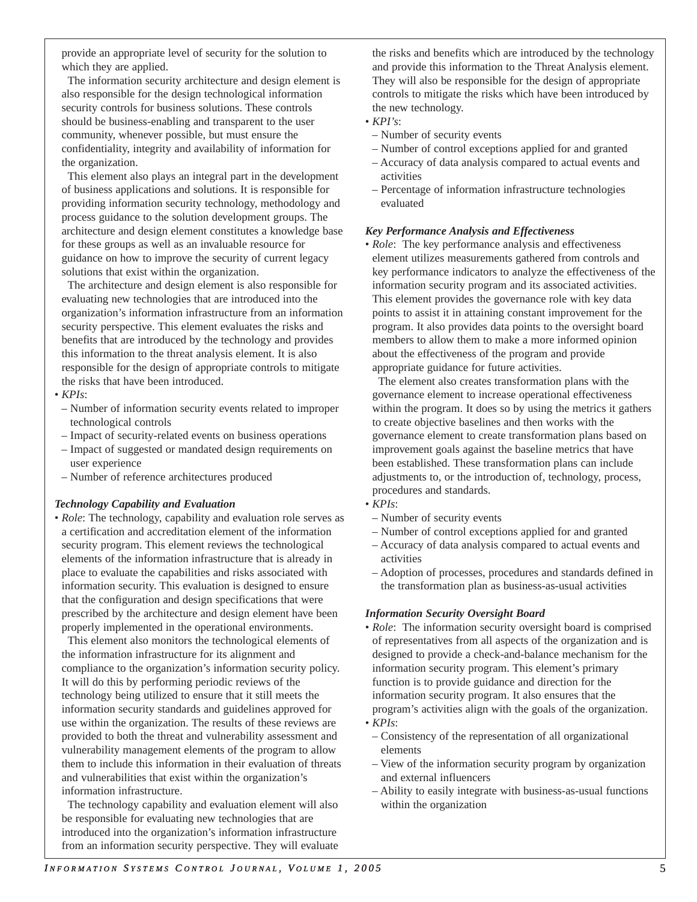provide an appropriate level of security for the solution to which they are applied.

The information security architecture and design element is also responsible for the design technological information security controls for business solutions. These controls should be business-enabling and transparent to the user community, whenever possible, but must ensure the confidentiality, integrity and availability of information for the organization.

This element also plays an integral part in the development of business applications and solutions. It is responsible for providing information security technology, methodology and process guidance to the solution development groups. The architecture and design element constitutes a knowledge base for these groups as well as an invaluable resource for guidance on how to improve the security of current legacy solutions that exist within the organization.

The architecture and design element is also responsible for evaluating new technologies that are introduced into the organization's information infrastructure from an information security perspective. This element evaluates the risks and benefits that are introduced by the technology and provides this information to the threat analysis element. It is also responsible for the design of appropriate controls to mitigate the risks that have been introduced.

- *KPIs*:
  - Number of information security events related to improper technological controls
  - Impact of security-related events on business operations
  - Impact of suggested or mandated design requirements on user experience
  - Number of reference architectures produced

***Technology Capability and Evaluation***

- *Role*: The technology, capability and evaluation role serves as a certification and accreditation element of the information security program. This element reviews the technological elements of the information infrastructure that is already in place to evaluate the capabilities and risks associated with information security. This evaluation is designed to ensure that the configuration and design specifications that were prescribed by the architecture and design element have been properly implemented in the operational environments.

  This element also monitors the technological elements of the information infrastructure for its alignment and compliance to the organization's information security policy. It will do this by performing periodic reviews of the technology being utilized to ensure that it still meets the information security standards and guidelines approved for use within the organization. The results of these reviews are provided to both the threat and vulnerability assessment and vulnerability management elements of the program to allow them to include this information in their evaluation of threats and vulnerabilities that exist within the organization's information infrastructure.

  The technology capability and evaluation element will also be responsible for evaluating new technologies that are introduced into the organization's information infrastructure from an information security perspective. They will evaluate the risks and benefits which are introduced by the technology and provide this information to the Threat Analysis element. They will also be responsible for the design of appropriate controls to mitigate the risks which have been introduced by the new technology.
- *KPI's*:
  - Number of security events
  - Number of control exceptions applied for and granted
  - Accuracy of data analysis compared to actual events and activities
  - Percentage of information infrastructure technologies evaluated

***Key Performance Analysis and Effectiveness***

- *Role*: The key performance analysis and effectiveness element utilizes measurements gathered from controls and key performance indicators to analyze the effectiveness of the information security program and its associated activities. This element provides the governance role with key data points to assist it in attaining constant improvement for the program. It also provides data points to the oversight board members to allow them to make a more informed opinion about the effectiveness of the program and provide appropriate guidance for future activities.

  The element also creates transformation plans with the governance element to increase operational effectiveness within the program. It does so by using the metrics it gathers to create objective baselines and then works with the governance element to create transformation plans based on improvement goals against the baseline metrics that have been established. These transformation plans can include adjustments to, or the introduction of, technology, process, procedures and standards.
- *KPIs*:
  - Number of security events
  - Number of control exceptions applied for and granted
  - Accuracy of data analysis compared to actual events and activities
  - Adoption of processes, procedures and standards defined in the transformation plan as business-as-usual activities

***Information Security Oversight Board***

- *Role*: The information security oversight board is comprised of representatives from all aspects of the organization and is designed to provide a check-and-balance mechanism for the information security program. This element's primary function is to provide guidance and direction for the information security program. It also ensures that the program's activities align with the goals of the organization.
- *KPIs*:
  - Consistency of the representation of all organizational elements
  - View of the information security program by organization and external influencers
  - Ability to easily integrate with business-as-usual functions within the organization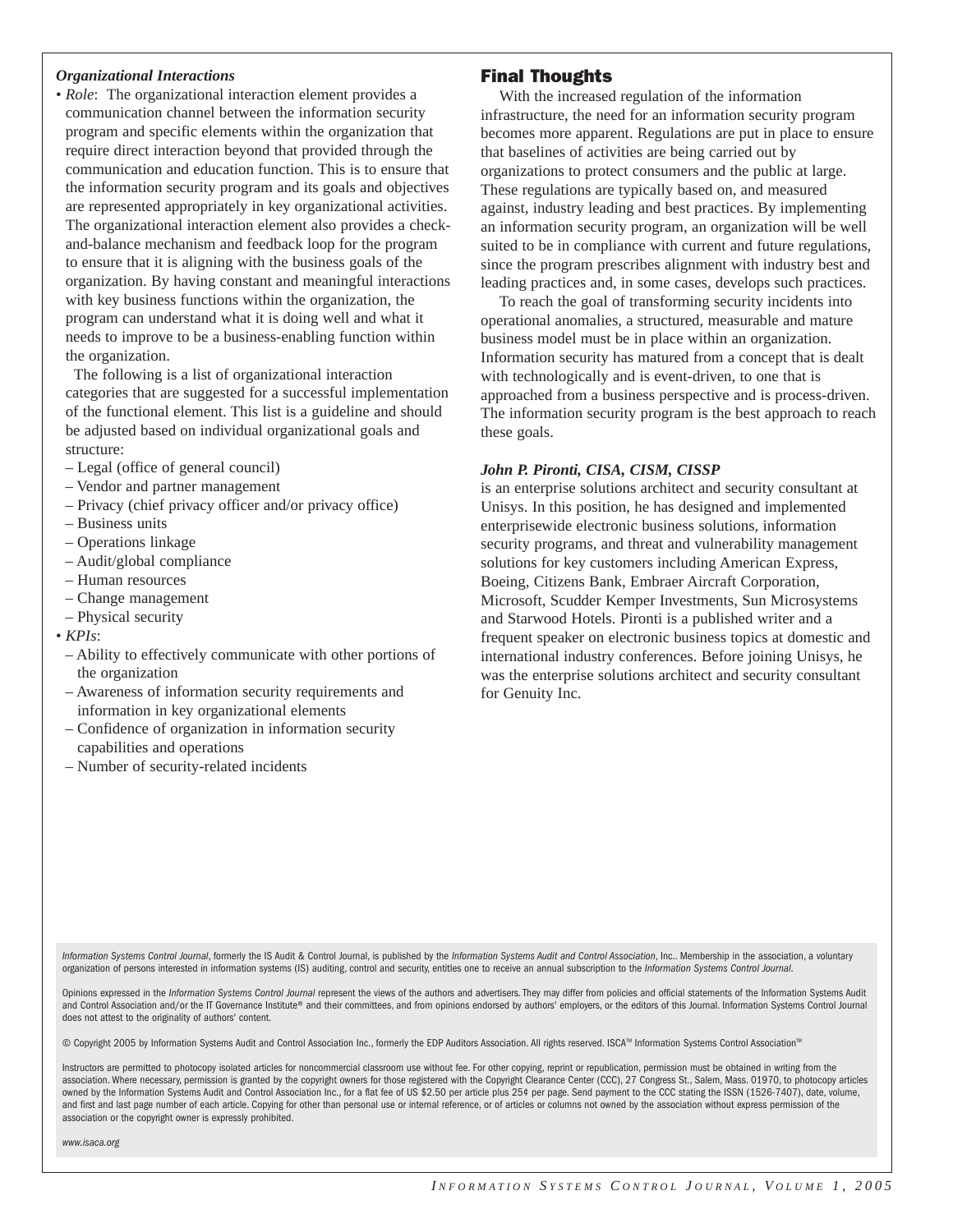***Organizational Interactions***

- *Role*: The organizational interaction element provides a communication channel between the information security program and specific elements within the organization that require direct interaction beyond that provided through the communication and education function. This is to ensure that the information security program and its goals and objectives are represented appropriately in key organizational activities. The organizational interaction element also provides a check-and-balance mechanism and feedback loop for the program to ensure that it is aligning with the business goals of the organization. By having constant and meaningful interactions with key business functions within the organization, the program can understand what it is doing well and what it needs to improve to be a business-enabling function within the organization.

  The following is a list of organizational interaction categories that are suggested for a successful implementation of the functional element. This list is a guideline and should be adjusted based on individual organizational goals and structure:
  - Legal (office of general council)
  - Vendor and partner management
  - Privacy (chief privacy officer and/or privacy office)
  - Business units
  - Operations linkage
  - Audit/global compliance
  - Human resources
  - Change management
  - Physical security
- *KPIs*:
  - Ability to effectively communicate with other portions of the organization
  - Awareness of information security requirements and information in key organizational elements
  - Confidence of organization in information security capabilities and operations
  - Number of security-related incidents

## Final Thoughts

With the increased regulation of the information infrastructure, the need for an information security program becomes more apparent. Regulations are put in place to ensure that baselines of activities are being carried out by organizations to protect consumers and the public at large. These regulations are typically based on, and measured against, industry leading and best practices. By implementing an information security program, an organization will be well suited to be in compliance with current and future regulations, since the program prescribes alignment with industry best and leading practices and, in some cases, develops such practices.

To reach the goal of transforming security incidents into operational anomalies, a structured, measurable and mature business model must be in place within an organization. Information security has matured from a concept that is dealt with technologically and is event-driven, to one that is approached from a business perspective and is process-driven. The information security program is the best approach to reach these goals.

***John P. Pironti, CISA, CISM, CISSP***
is an enterprise solutions architect and security consultant at Unisys. In this position, he has designed and implemented enterprisewide electronic business solutions, information security programs, and threat and vulnerability management solutions for key customers including American Express, Boeing, Citizens Bank, Embraer Aircraft Corporation, Microsoft, Scudder Kemper Investments, Sun Microsystems and Starwood Hotels. Pironti is a published writer and a frequent speaker on electronic business topics at domestic and international industry conferences. Before joining Unisys, he was the enterprise solutions architect and security consultant for Genuity Inc.

*Information Systems Control Journal*, formerly the IS Audit & Control Journal, is published by the *Information Systems Audit and Control Association*, Inc.. Membership in the association, a voluntary organization of persons interested in information systems (IS) auditing, control and security, entitles one to receive an annual subscription to the *Information Systems Control Journal*.

Opinions expressed in the *Information Systems Control Journal* represent the views of the authors and advertisers. They may differ from policies and official statements of the Information Systems Audit and Control Association and/or the IT Governance Institute® and their committees, and from opinions endorsed by authors' employers, or the editors of this Journal. Information Systems Control Journal does not attest to the originality of authors' content.

© Copyright 2005 by Information Systems Audit and Control Association Inc., formerly the EDP Auditors Association. All rights reserved. ISCA™ Information Systems Control Association™

Instructors are permitted to photocopy isolated articles for noncommercial classroom use without fee. For other copying, reprint or republication, permission must be obtained in writing from the association. Where necessary, permission is granted by the copyright owners for those registered with the Copyright Clearance Center (CCC), 27 Congress St., Salem, Mass. 01970, to photocopy articles owned by the Information Systems Audit and Control Association Inc., for a flat fee of US $2.50 per article plus 25¢ per page. Send payment to the CCC stating the ISSN (1526-7407), date, volume, and first and last page number of each article. Copying for other than personal use or internal reference, or of articles or columns not owned by the association without express permission of the association or the copyright owner is expressly prohibited.

*www.isaca.org*